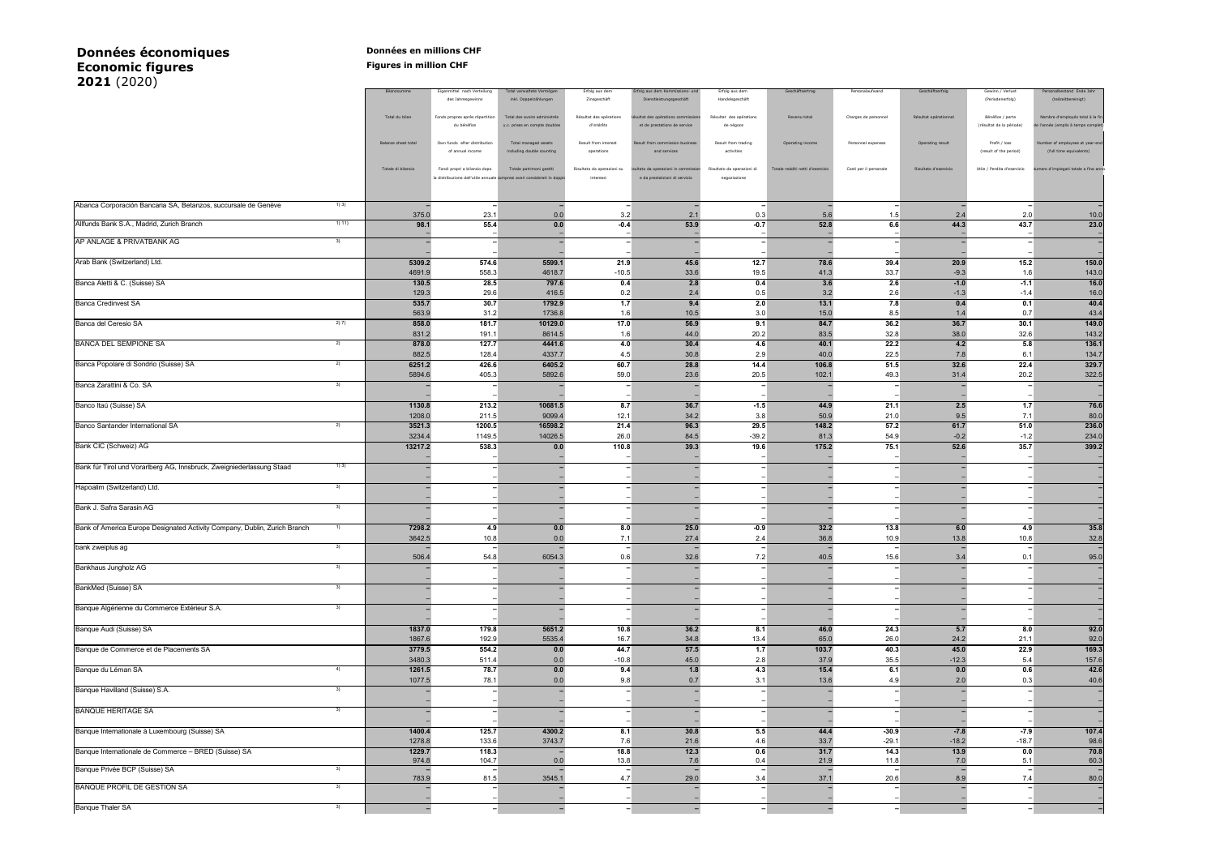# Données économiques
# Economic figures
## 2021 (2020)

**Données en millions CHF**
**Figures in million CHF**

| | Notes | Bilanzsumme / Total du bilan / Balance sheet total / Totale di bilancio | Eigenmittel nach Verteilung des Jahresgewinns / Fonds propres après répartition du bénéfice / Own funds: after distribution of annual income / Fondi propri a bilancio dopo la distribuzione dell'utile annuale | Total verwaltete Vermögen inkl. Doppelzählungen / Total des avoirs administrés y.c. prises en compte doubles / Total managed assets including double counting / Totale patrimoni gestiti compresi averi considerati in doppio | Erfolg aus dem Zinsgeschäft / Résultat des opérations d'intérêts / Result from interest operations / Risultato da operazioni su interessi | Erfolg aus dem Kommissions- und Dienstleistungsgeschäft / Résultat des opérations commissions et de prestations de service / Result from commission business and services / Risultato da operazioni in commissione e da prestazioni di servizio | Erfolg aus dem Handelsgeschäft / Résultat des opérations de négoce / Result from trading activities / Risultato da operazioni di negoziazione | Geschäftsertrag / Revenu total / Operating income / Totale redditi netti d'esercizio | Personalaufwand / Charges de personnel / Personnel expenses / Costi per il personale | Geschäftserfolg / Résultat opérationnel / Operating result / Risultato d'esercizio | Gewinn / Verlust (Periodenerfolg) / Bénéfice / perte (résultat de la période) / Profit / loss (result of the period) / Utile / Perdita d'esercizio | Personalbestand Ende Jahr (teilzeitbereinigt) / Nombre d'employés total à la fin de l'année (emplois à temps complet) / Number of employees at year-end (full time equivalents) / Numero d'impiegati totale a fine anno |
|---|---|---|---|---|---|---|---|---|---|---|---|---|
| Abanca Corporación Bancaria SA, Betanzos, succursale de Genève | 1) 3) | – | – | – | – | – | – | – | – | – | – | – |
| | | 375.0 | 23.1 | 0.0 | 3.2 | 2.1 | 0.3 | 5.6 | 1.5 | 2.4 | 2.0 | 10.0 |
| Allfunds Bank S.A., Madrid, Zurich Branch | 1) 11) | 98.1 | 55.4 | 0.0 | -0.4 | 53.9 | -0.7 | 52.8 | 6.6 | 44.3 | 43.7 | 23.0 |
| | | – | – | – | – | – | – | – | – | – | – | – |
| AP ANLAGE & PRIVATBANK AG | 3) | – | – | – | – | – | – | – | – | – | – | – |
| | | – | – | – | – | – | – | – | – | – | – | – |
| Arab Bank (Switzerland) Ltd. | | 5309.2 | 574.6 | 5599.1 | 21.9 | 45.6 | 12.7 | 78.6 | 39.4 | 20.9 | 15.2 | 150.0 |
| | | 4691.9 | 558.3 | 4618.7 | -10.5 | 33.6 | 19.5 | 41.3 | 33.7 | -9.3 | 1.6 | 143.0 |
| Banca Aletti & C. (Suisse) SA | | 130.5 | 28.5 | 797.6 | 0.4 | 2.8 | 0.4 | 3.6 | 2.6 | -1.0 | -1.1 | 16.0 |
| | | 129.3 | 29.6 | 416.5 | 0.2 | 2.4 | 0.5 | 3.2 | 2.6 | -1.3 | -1.4 | 16.0 |
| Banca Credinvest SA | | 535.7 | 30.7 | 1792.9 | 1.7 | 9.4 | 2.0 | 13.1 | 7.8 | 0.4 | 0.1 | 40.4 |
| | | 563.9 | 31.2 | 1736.8 | 1.6 | 10.5 | 3.0 | 15.0 | 8.5 | 1.4 | 0.7 | 43.4 |
| Banca del Ceresio SA | 2) 7) | 858.0 | 181.7 | 10129.0 | 17.0 | 56.9 | 9.1 | 84.7 | 36.2 | 36.7 | 30.1 | 149.0 |
| | | 831.2 | 191.1 | 8614.5 | 1.6 | 44.0 | 20.2 | 83.5 | 32.8 | 38.0 | 32.6 | 143.2 |
| BANCA DEL SEMPIONE SA | 2) | 878.0 | 127.7 | 4441.6 | 4.0 | 30.4 | 4.6 | 40.1 | 22.2 | 4.2 | 5.8 | 136.1 |
| | | 882.5 | 128.4 | 4337.7 | 4.5 | 30.8 | 2.9 | 40.0 | 22.5 | 7.8 | 6.1 | 134.7 |
| Banca Popolare di Sondrio (Suisse) SA | 2) | 6251.2 | 426.6 | 6405.2 | 60.7 | 28.8 | 14.4 | 106.8 | 51.5 | 32.6 | 22.4 | 329.7 |
| | | 5894.6 | 405.3 | 5892.6 | 59.0 | 23.6 | 20.5 | 102.1 | 49.3 | 31.4 | 20.2 | 322.5 |
| Banca Zarattini & Co. SA | 3) | – | – | – | – | – | – | – | – | – | – | – |
| | | – | – | – | – | – | – | – | – | – | – | – |
| Banco Itaú (Suisse) SA | | 1130.8 | 213.2 | 10681.5 | 8.7 | 36.7 | -1.5 | 44.9 | 21.1 | 2.5 | 1.7 | 76.6 |
| | | 1208.0 | 211.5 | 9099.4 | 12.1 | 34.2 | 3.8 | 50.9 | 21.0 | 9.5 | 7.1 | 80.0 |
| Banco Santander International SA | 2) | 3521.3 | 1200.5 | 16598.2 | 21.4 | 96.3 | 29.5 | 148.2 | 57.2 | 61.7 | 51.0 | 236.0 |
| | | 3234.4 | 1149.5 | 14026.5 | 26.0 | 84.5 | -39.2 | 81.3 | 54.9 | -0.2 | -1.2 | 234.0 |
| Bank CIC (Schweiz) AG | | 13217.2 | 538.3 | 0.0 | 110.8 | 39.3 | 19.6 | 175.2 | 75.1 | 52.6 | 35.7 | 399.2 |
| | | – | – | – | – | – | – | – | – | – | – | – |
| Bank für Tirol und Vorarlberg AG, Innsbruck, Zweigniederlassung Staad | 1) 3) | – | – | – | – | – | – | – | – | – | – | – |
| | | – | – | – | – | – | – | – | – | – | – | – |
| Hapoalim (Switzerland) Ltd. | 3) | – | – | – | – | – | – | – | – | – | – | – |
| | | – | – | – | – | – | – | – | – | – | – | – |
| Bank J. Safra Sarasin AG | 3) | – | – | – | – | – | – | – | – | – | – | – |
| | | – | – | – | – | – | – | – | – | – | – | – |
| Bank of America Europe Designated Activity Company, Dublin, Zurich Branch | 1) | 7298.2 | 4.9 | 0.0 | 8.0 | 25.0 | -0.9 | 32.2 | 13.8 | 6.0 | 4.9 | 35.8 |
| | | 3642.5 | 10.8 | 0.0 | 7.1 | 27.4 | 2.4 | 36.8 | 10.9 | 13.8 | 10.8 | 32.8 |
| bank zweiplus ag | 3) | – | – | – | – | – | – | – | – | – | – | – |
| | | 506.4 | 54.8 | 6054.3 | 0.6 | 32.6 | 7.2 | 40.5 | 15.6 | 3.4 | 0.1 | 95.0 |
| Bankhaus Jungholz AG | 3) | – | – | – | – | – | – | – | – | – | – | – |
| | | – | – | – | – | – | – | – | – | – | – | – |
| BankMed (Suisse) SA | 3) | – | – | – | – | – | – | – | – | – | – | – |
| | | – | – | – | – | – | – | – | – | – | – | – |
| Banque Algérienne du Commerce Extérieur S.A. | 3) | – | – | – | – | – | – | – | – | – | – | – |
| | | – | – | – | – | – | – | – | – | – | – | – |
| Banque Audi (Suisse) SA | | 1837.0 | 179.8 | 5651.2 | 10.8 | 36.2 | 8.1 | 46.0 | 24.3 | 5.7 | 8.0 | 92.0 |
| | | 1867.6 | 192.9 | 5535.4 | 16.7 | 34.8 | 13.4 | 65.0 | 26.0 | 24.2 | 21.1 | 92.0 |
| Banque de Commerce et de Placements SA | | 3779.5 | 554.2 | 0.0 | 44.7 | 57.5 | 1.7 | 103.7 | 40.3 | 45.0 | 22.9 | 169.3 |
| | | 3480.3 | 511.4 | 0.0 | -10.8 | 45.0 | 2.8 | 37.9 | 35.5 | -12.3 | 5.4 | 157.6 |
| Banque du Léman SA | 4) | 1261.5 | 78.7 | 0.0 | 9.4 | 1.8 | 4.3 | 15.4 | 6.1 | 0.0 | 0.6 | 42.6 |
| | | 1077.5 | 78.1 | 0.0 | 9.8 | 0.7 | 3.1 | 13.6 | 4.9 | 2.0 | 0.3 | 40.6 |
| Banque Havilland (Suisse) S.A. | 3) | – | – | – | – | – | – | – | – | – | – | – |
| | | – | – | – | – | – | – | – | – | – | – | – |
| BANQUE HERITAGE SA | 3) | – | – | – | – | – | – | – | – | – | – | – |
| | | – | – | – | – | – | – | – | – | – | – | – |
| Banque Internationale à Luxembourg (Suisse) SA | | 1400.4 | 125.7 | 4300.2 | 8.1 | 30.8 | 5.5 | 44.4 | -30.9 | -7.8 | -7.9 | 107.4 |
| | | 1278.8 | 133.6 | 3743.7 | 7.6 | 21.6 | 4.6 | 33.7 | -29.1 | -18.2 | -18.7 | 98.6 |
| Banque Internationale de Commerce – BRED (Suisse) SA | | 1229.7 | 118.3 | – | 18.8 | 12.3 | 0.6 | 31.7 | 14.3 | 13.9 | 0.0 | 70.8 |
| | | 974.8 | 104.7 | 0.0 | 13.8 | 7.6 | 0.4 | 21.9 | 11.8 | 7.0 | 5.1 | 60.3 |
| Banque Privée BCP (Suisse) SA | 3) | – | – | – | – | – | – | – | – | – | – | – |
| | | 783.9 | 81.5 | 3545.1 | 4.7 | 29.0 | 3.4 | 37.1 | 20.6 | 8.9 | 7.4 | 80.0 |
| BANQUE PROFIL DE GESTION SA | 3) | – | – | – | – | – | – | – | – | – | – | – |
| | | – | – | – | – | – | – | – | – | – | – | – |
| Banque Thaler SA | 3) | – | – | – | – | – | – | – | – | – | – | – |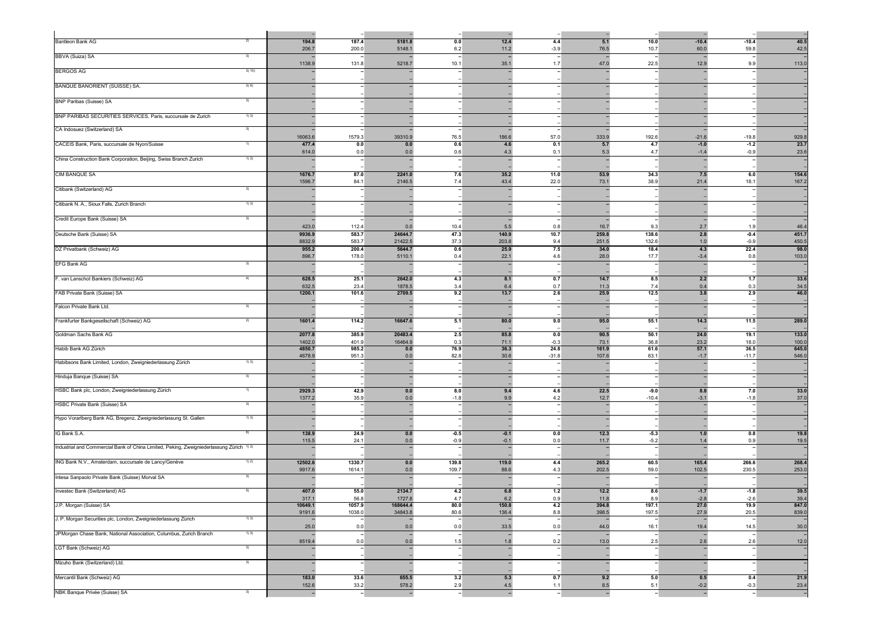| | | | | | | | | | | | | |
|---|---|---|---|---|---|---|---|---|---|---|---|---|
| | | – | – | – | – | – | – | – | – | – | – | – |
| Bantleon Bank AG | 2) | **194.8** | **187.4** | **5181.8** | **0.0** | **12.4** | **4.4** | **5.1** | **10.0** | **-10.4** | **-10.4** | **40.5** |
| | | 206.7 | 200.0 | 5148.1 | 6.2 | 11.2 | -3.9 | 76.5 | 10.7 | 60.0 | 59.8 | 42.5 |
| BBVA (Suiza) SA | 3) | – | – | – | – | – | – | – | – | – | – | – |
| | | 1138.9 | 131.8 | 5218.7 | 10.1 | 35.1 | 1.7 | 47.0 | 22.5 | 12.9 | 9.9 | 113.0 |
| BERGOS AG | 3) 10) | – | – | – | – | – | – | – | – | – | – | – |
| | | – | – | – | – | – | – | – | – | – | – | – |
| BANQUE BANORIENT (SUISSE) SA. | 3) 9) | – | – | – | – | – | – | – | – | – | – | – |
| | | – | – | – | – | – | – | – | – | – | – | – |
| BNP Paribas (Suisse) SA | 3) | – | – | – | – | – | – | – | – | – | – | – |
| | | – | – | – | – | – | – | – | – | – | – | – |
| BNP PARIBAS SECURITIES SERVICES, Paris, succursale de Zurich | 1) 3) | – | – | – | – | – | – | – | – | – | – | – |
| | | – | – | – | – | – | – | – | – | – | – | – |
| CA Indosuez (Switzerland) SA | 3) | – | – | – | – | – | – | – | – | – | – | – |
| | | 16063.6 | 1579.3 | 39310.9 | 76.5 | 186.6 | 57.0 | 333.9 | 192.6 | -21.6 | -19.8 | 929.8 |
| CACEIS Bank, Paris, succursale de Nyon/Suisse | 1) | **477.4** | **0.0** | **0.0** | **0.6** | **4.6** | **0.1** | **5.7** | **4.7** | **-1.0** | **-1.2** | **23.7** |
| | | 614.0 | 0.0 | 0.0 | 0.6 | 4.3 | 0.1 | 5.3 | 4.7 | -1.4 | -0.9 | 23.6 |
| China Construction Bank Corporation, Beijing, Swiss Branch Zurich | 1) 3) | – | – | – | – | – | – | – | – | – | – | – |
| | | – | – | – | – | – | – | – | – | – | – | – |
| CIM BANQUE SA | | **1676.7** | **87.0** | **2241.0** | **7.6** | **35.2** | **11.0** | **53.9** | **34.3** | **7.5** | **6.0** | **154.6** |
| | | 1596.7 | 84.1 | 2146.5 | 7.4 | 43.4 | 22.0 | 73.1 | 38.9 | 21.4 | 18.1 | 167.2 |
| Citibank (Switzerland) AG | 3) | – | – | – | – | – | – | – | – | – | – | – |
| | | – | – | – | – | – | – | – | – | – | – | – |
| Citibank N. A., Sioux Falls, Zurich Branch | 1) 3) | – | – | – | – | – | – | – | – | – | – | – |
| | | – | – | – | – | – | – | – | – | – | – | – |
| Credit Europe Bank (Suisse) SA | 3) | – | – | – | – | – | – | – | – | – | – | – |
| | | 423.0 | 112.4 | 0.0 | 10.4 | 5.5 | 0.8 | 16.7 | 9.3 | 2.7 | 1.9 | 46.4 |
| Deutsche Bank (Suisse) SA | | **9936.9** | **583.7** | **24644.7** | **47.3** | **140.9** | **10.7** | **259.8** | **138.6** | **2.8** | **-0.4** | **451.7** |
| | | 8832.9 | 583.7 | 21422.5 | 37.3 | 203.8 | 9.4 | 251.5 | 132.6 | 1.0 | -0.9 | 450.5 |
| DZ Privatbank (Schweiz) AG | | **955.2** | **200.4** | **5644.7** | **0.6** | **25.9** | **7.5** | **34.0** | **18.4** | **4.3** | **22.4** | **98.0** |
| | | 896.7 | 178.0 | 5110.1 | 0.4 | 22.1 | 4.6 | 28.0 | 17.7 | -3.4 | 0.8 | 103.0 |
| EFG Bank AG | 3) | – | – | – | – | – | – | – | – | – | – | – |
| | | – | – | – | – | – | – | – | – | – | – | – |
| F. van Lanschot Bankiers (Schweiz) AG | 4) | **628.5** | **25.1** | **2642.0** | **4.3** | **8.1** | **0.7** | **14.7** | **8.5** | **2.2** | **1.7** | **33.6** |
| | | 632.5 | 23.4 | 1878.5 | 3.4 | 6.4 | 0.7 | 11.3 | 7.4 | 0.4 | 0.3 | 34.5 |
| FAB Private Bank (Suisse) SA | | **1200.1** | **101.6** | **2709.5** | **9.2** | **13.7** | **2.6** | **25.9** | **12.5** | **3.8** | **2.9** | **46.0** |
| | | – | – | – | – | – | – | – | – | – | – | – |
| Falcon Private Bank Ltd. | 3) | – | – | – | – | – | – | – | – | – | – | – |
| | | – | – | – | – | – | – | – | – | – | – | – |
| Frankfurter Bankgesellschaft (Schweiz) AG | 2) | **1601.4** | **114.2** | **16647.6** | **5.1** | **80.0** | **9.0** | **95.0** | **55.1** | **14.3** | **11.5** | **289.0** |
| | | – | – | – | – | – | – | – | – | – | – | – |
| Goldman Sachs Bank AG | | **2077.8** | **385.9** | **20483.4** | **2.5** | **85.8** | **0.0** | **90.5** | **50.1** | **24.0** | **19.1** | **133.0** |
| | | 1402.0 | 401.9 | 16464.9 | 0.3 | 71.1 | -0.3 | 73.1 | 36.8 | 23.2 | 18.0 | 100.0 |
| Habib Bank AG Zürich | | **4850.7** | **985.2** | **0.0** | **76.9** | **36.3** | **24.8** | **161.9** | **61.6** | **57.1** | **36.5** | **645.0** |
| | | 4678.9 | 951.3 | 0.0 | 82.8 | 30.6 | -31.8 | 107.6 | 63.1 | -1.7 | -11.7 | 546.0 |
| Habibsons Bank Limited, London, Zweigniederlassung Zürich | 1) 3) | – | – | – | – | – | – | – | – | – | – | – |
| | | – | – | – | – | – | – | – | – | – | – | – |
| Hinduja Banque (Suisse) SA | 3) | – | – | – | – | – | – | – | – | – | – | – |
| | | – | – | – | – | – | – | – | – | – | – | – |
| HSBC Bank plc, London, Zweigniederlassung Zürich | 1) | **2929.3** | **42.9** | **0.0** | **8.0** | **9.4** | **4.6** | **22.5** | **-9.0** | **8.8** | **7.0** | **33.0** |
| | | 1377.2 | 35.9 | 0.0 | -1.8 | 9.9 | 4.2 | 12.7 | -10.4 | -3.1 | -1.8 | 37.0 |
| HSBC Private Bank (Suisse) SA | 3) | – | – | – | – | – | – | – | – | – | – | – |
| | | – | – | – | – | – | – | – | – | – | – | – |
| Hypo Vorarlberg Bank AG, Bregenz, Zweigniederlassung St. Gallen | 1) 3) | – | – | – | – | – | – | – | – | – | – | – |
| | | – | – | – | – | – | – | – | – | – | – | – |
| IG Bank S.A. | 6) | **138.9** | **24.9** | **0.0** | **-0.5** | **-0.1** | **0.0** | **12.3** | **-5.3** | **1.0** | **0.8** | **19.8** |
| | | 115.5 | 24.1 | 0.0 | -0.9 | -0.1 | 0.0 | 11.7 | -5.2 | 1.4 | 0.9 | 19.5 |
| Industrial and Commercial Bank of China Limited, Peking, Zweigniederlassung Zürich | 1) 3) | – | – | – | – | – | – | – | – | – | – | – |
| | | – | – | – | – | – | – | – | – | – | – | – |
| ING Bank N.V., Amsterdam, succursale de Lancy/Genève | 1) 2) | **12502.6** | **1330.7** | **0.0** | **139.8** | **119.0** | **4.4** | **265.2** | **60.5** | **165.4** | **266.6** | **268.4** |
| | | 9917.6 | 1614.1 | 0.0 | 109.7 | 88.6 | 4.3 | 202.5 | 59.0 | 102.5 | 230.5 | 253.0 |
| Intesa Sanpaolo Private Bank (Suisse) Morval SA | 3) | – | – | – | – | – | – | – | – | – | – | – |
| | | – | – | – | – | – | – | – | – | – | – | – |
| Investec Bank (Switzerland) AG | 5) | **407.0** | **55.0** | **2134.7** | **4.2** | **6.8** | **1.2** | **12.2** | **8.6** | **-1.7** | **-1.8** | **39.5** |
| | | 317.1 | 56.8 | 1727.8 | 4.7 | 6.2 | 0.9 | 11.8 | 8.9 | -2.8 | -2.6 | 39.4 |
| J.P. Morgan (Suisse) SA | | **10649.1** | **1057.9** | **168644.4** | **80.0** | **150.8** | **4.2** | **394.8** | **197.1** | **27.0** | **19.9** | **847.0** |
| | | 9191.6 | 1038.0 | 34843.8 | 80.6 | 136.4 | 8.8 | 398.5 | 197.5 | 27.9 | 20.5 | 839.0 |
| J. P. Morgan Securities plc, London, Zweigniederlassung Zürich | 1) 3) | – | – | – | – | – | – | – | – | – | – | – |
| | | 25.0 | 0.0 | 0.0 | 0.0 | 33.5 | 0.0 | 44.0 | 16.1 | 19.4 | 14.5 | 30.0 |
| JPMorgan Chase Bank, National Association, Columbus, Zurich Branch | 1) 3) | – | – | – | – | – | – | – | – | – | – | – |
| | | 8519.4 | 0.0 | 0.0 | 1.5 | 1.8 | 0.2 | 13.0 | 2.5 | 2.6 | 2.6 | 12.0 |
| LGT Bank (Schweiz) AG | 3) | – | – | – | – | – | – | – | – | – | – | – |
| | | – | – | – | – | – | – | – | – | – | – | – |
| Mizuho Bank (Switzerland) Ltd. | 3) | – | – | – | – | – | – | – | – | – | – | – |
| | | – | – | – | – | – | – | – | – | – | – | – |
| Mercantil Bank (Schweiz) AG | | **183.0** | **33.6** | **655.5** | **3.2** | **5.3** | **0.7** | **9.2** | **5.0** | **0.5** | **0.4** | **21.9** |
| | | 152.6 | 33.2 | 578.2 | 2.9 | 4.5 | 1.1 | 8.5 | 5.1 | -0.2 | -0.3 | 23.4 |
| NBK Banque Privée (Suisse) SA | 3) | – | – | – | – | – | – | – | – | – | – | – |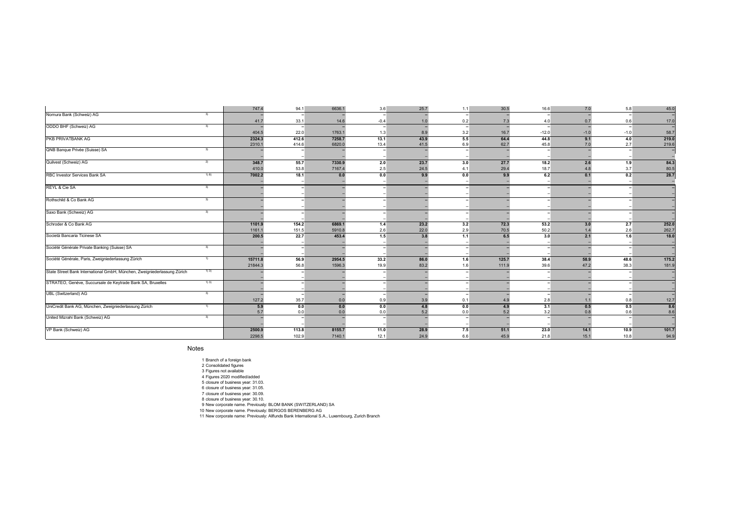| | | | | | | | | | | | | |
|---|---|---|---|---|---|---|---|---|---|---|---|---|
| | | 747.4 | 94.1 | 6636.1 | 3.6 | 25.7 | 1.1 | 30.5 | 16.6 | 7.0 | 5.8 | 45.0 |
| Nomura Bank (Schweiz) AG | 3) | – | – | – | – | – | – | – | – | – | – | – |
| | | 41.7 | 33.1 | 14.6 | -0.4 | 1.0 | 0.2 | 7.3 | 4.0 | 0.7 | 0.6 | 17.0 |
| ODDO BHF (Schweiz) AG | 3) | – | – | – | – | – | – | – | – | – | – | – |
| | | 404.5 | 22.0 | 1763.1 | 1.3 | 8.9 | 3.2 | 16.7 | -12.0 | -1.0 | -1.0 | 58.7 |
| PKB PRIVATBANK AG | | **2324.3** | **412.6** | **7258.7** | **13.1** | **43.9** | **5.5** | **64.4** | **44.8** | **9.1** | **4.0** | **219.0** |
| | | 2310.1 | 414.6 | 6820.0 | 13.4 | 41.5 | 6.9 | 62.7 | 45.8 | 7.0 | 2.7 | 219.6 |
| QNB Banque Privée (Suisse) SA | 3) | – | – | – | – | – | – | – | – | – | – | – |
| | | – | – | – | – | – | – | – | – | – | – | – |
| Quilvest (Schweiz) AG | 2) | **348.7** | **55.7** | **7330.9** | **2.0** | **23.7** | **3.0** | **27.7** | **18.2** | **2.6** | **1.9** | **84.3** |
| | | 410.0 | 53.8 | 7167.4 | 2.5 | 24.5 | 4.1 | 29.4 | 18.7 | 4.8 | 3.7 | 80.5 |
| RBC Investor Services Bank SA | 1) 8) | **7002.2** | **18.1** | **0.0** | **0.0** | **9.9** | **0.0** | **9.9** | **6.2** | **0.1** | **0.2** | **28.7** |
| | | – | – | – | – | – | – | – | – | – | – | – |
| REYL & Cie SA | 3) | – | – | – | – | – | – | – | – | – | – | – |
| | | – | – | – | – | – | – | – | – | – | – | – |
| Rothschild & Co Bank AG | 3) | – | – | – | – | – | – | – | – | – | – | – |
| | | – | – | – | – | – | – | – | – | – | – | – |
| Saxo Bank (Schweiz) AG | 3) | – | – | – | – | – | – | – | – | – | – | – |
| | | – | – | – | – | – | – | – | – | – | – | – |
| Schroder & Co Bank AG | | **1101.9** | **154.2** | **6869.1** | **1.4** | **23.2** | **3.2** | **72.3** | **53.2** | **3.0** | **2.7** | **252.0** |
| | | 1161.1 | 151.5 | 5910.8 | 2.6 | 22.0 | 2.9 | 70.5 | 50.2 | 1.4 | 2.6 | 262.7 |
| Società Bancaria Ticinese SA | | **200.5** | **22.7** | **453.4** | **1.5** | **3.8** | **1.1** | **6.5** | **3.0** | **2.1** | **1.6** | **18.0** |
| | | – | – | – | – | – | – | – | – | – | – | – |
| Société Générale Private Banking (Suisse) SA | 3) | – | – | – | – | – | – | – | – | – | – | – |
| | | – | – | – | – | – | – | – | – | – | – | – |
| Société Générale, Paris, Zweigniederlassung Zürich | 1) | **15711.8** | **56.9** | **2954.5** | **33.2** | **86.0** | **1.6** | **125.7** | **38.4** | **58.9** | **48.6** | **175.2** |
| | | 21844.3 | 56.8 | 1596.3 | 19.9 | 83.2 | 1.6 | 111.9 | 39.6 | 47.2 | 38.3 | 181.9 |
| State Street Bank International GmbH, München, Zweigniederlassung Zürich | 1) 3) | – | – | – | – | – | – | – | – | – | – | – |
| | | – | – | – | – | – | – | – | – | – | – | – |
| STRATEO, Genève, Succursale de Keytrade Bank SA, Bruxelles | 1) 3) | – | – | – | – | – | – | – | – | – | – | – |
| | | – | – | – | – | – | – | – | – | – | – | – |
| UBL (Switzerland) AG | 3) | – | – | – | – | – | – | – | – | – | – | – |
| | | 127.2 | 35.7 | 0.0 | 0.9 | 3.9 | 0.1 | 4.9 | 2.8 | 1.1 | 0.8 | 12.7 |
| UniCredit Bank AG, München, Zweigniederlassung Zürich | 1) | **5.9** | **0.0** | **0.0** | **0.0** | **4.8** | **0.0** | **4.9** | **3.1** | **0.5** | **0.5** | **8.6** |
| | | 5.7 | 0.0 | 0.0 | 0.0 | 5.2 | 0.0 | 5.2 | 3.2 | 0.8 | 0.6 | 8.6 |
| United Mizrahi Bank (Schweiz) AG | 3) | – | – | – | – | – | – | – | – | – | – | – |
| | | – | – | – | – | – | – | – | – | – | – | – |
| VP Bank (Schweiz) AG | | **2500.9** | **113.8** | **8155.7** | **11.0** | **28.9** | **7.5** | **51.1** | **23.0** | **14.1** | **10.9** | **101.7** |
| | | 2298.5 | 102.9 | 7140.1 | 12.1 | 24.9 | 6.6 | 45.9 | 21.8 | 15.1 | 10.8 | 94.9 |

## Notes

1 Branch of a foreign bank
2 Consolidated figures
3 Figures not available
4 Figures 2020 modified/added
5 closure of business year: 31.03.
6 closure of business year: 31.05.
7 closure of business year: 30.09.
8 closure of business year: 30.10.
9 New corporate name. Previously: BLOM BANK (SWITZERLAND) SA
10 New corporate name. Previously: BERGOS BERENBERG AG
11 New corporate name: Previously: Allfunds Bank International S.A., Luxembourg, Zurich Branch